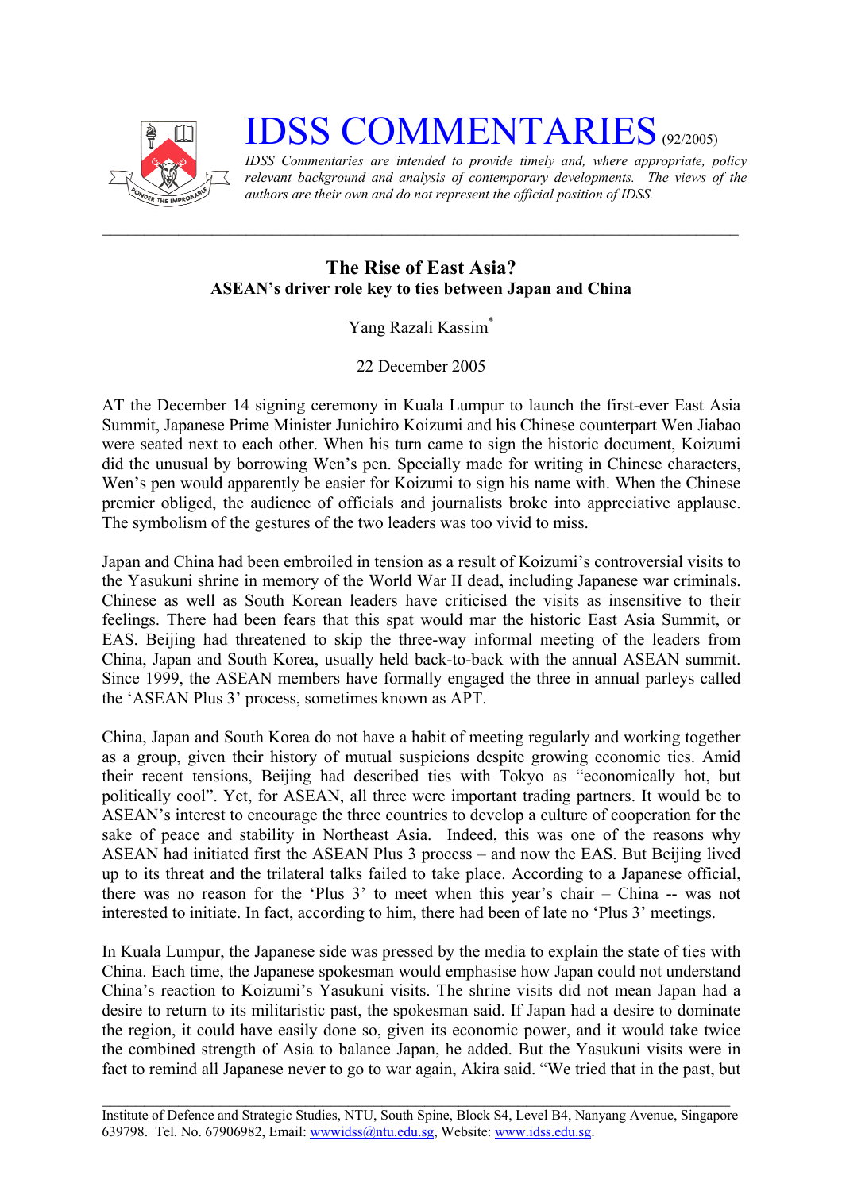# IDSS COMMENTARIES (92/2005)

*IDSS Commentaries are intended to provide timely and, where appropriate, policy relevant background and analysis of contemporary developments. The views of the authors are their own and do not represent the official position of IDSS.*

---

## The Rise of East Asia?

### ASEAN's driver role key to ties between Japan and China

Yang Razali Kassim*

22 December 2005

AT the December 14 signing ceremony in Kuala Lumpur to launch the first-ever East Asia Summit, Japanese Prime Minister Junichiro Koizumi and his Chinese counterpart Wen Jiabao were seated next to each other. When his turn came to sign the historic document, Koizumi did the unusual by borrowing Wen's pen. Specially made for writing in Chinese characters, Wen's pen would apparently be easier for Koizumi to sign his name with. When the Chinese premier obliged, the audience of officials and journalists broke into appreciative applause. The symbolism of the gestures of the two leaders was too vivid to miss.

Japan and China had been embroiled in tension as a result of Koizumi's controversial visits to the Yasukuni shrine in memory of the World War II dead, including Japanese war criminals. Chinese as well as South Korean leaders have criticised the visits as insensitive to their feelings. There had been fears that this spat would mar the historic East Asia Summit, or EAS. Beijing had threatened to skip the three-way informal meeting of the leaders from China, Japan and South Korea, usually held back-to-back with the annual ASEAN summit. Since 1999, the ASEAN members have formally engaged the three in annual parleys called the 'ASEAN Plus 3' process, sometimes known as APT.

China, Japan and South Korea do not have a habit of meeting regularly and working together as a group, given their history of mutual suspicions despite growing economic ties. Amid their recent tensions, Beijing had described ties with Tokyo as "economically hot, but politically cool". Yet, for ASEAN, all three were important trading partners. It would be to ASEAN's interest to encourage the three countries to develop a culture of cooperation for the sake of peace and stability in Northeast Asia. Indeed, this was one of the reasons why ASEAN had initiated first the ASEAN Plus 3 process – and now the EAS. But Beijing lived up to its threat and the trilateral talks failed to take place. According to a Japanese official, there was no reason for the 'Plus 3' to meet when this year's chair – China -- was not interested to initiate. In fact, according to him, there had been of late no 'Plus 3' meetings.

In Kuala Lumpur, the Japanese side was pressed by the media to explain the state of ties with China. Each time, the Japanese spokesman would emphasise how Japan could not understand China's reaction to Koizumi's Yasukuni visits. The shrine visits did not mean Japan had a desire to return to its militaristic past, the spokesman said. If Japan had a desire to dominate the region, it could have easily done so, given its economic power, and it would take twice the combined strength of Asia to balance Japan, he added. But the Yasukuni visits were in fact to remind all Japanese never to go to war again, Akira said. "We tried that in the past, but

---

Institute of Defence and Strategic Studies, NTU, South Spine, Block S4, Level B4, Nanyang Avenue, Singapore 639798. Tel. No. 67906982, Email: wwwidss@ntu.edu.sg, Website: www.idss.edu.sg.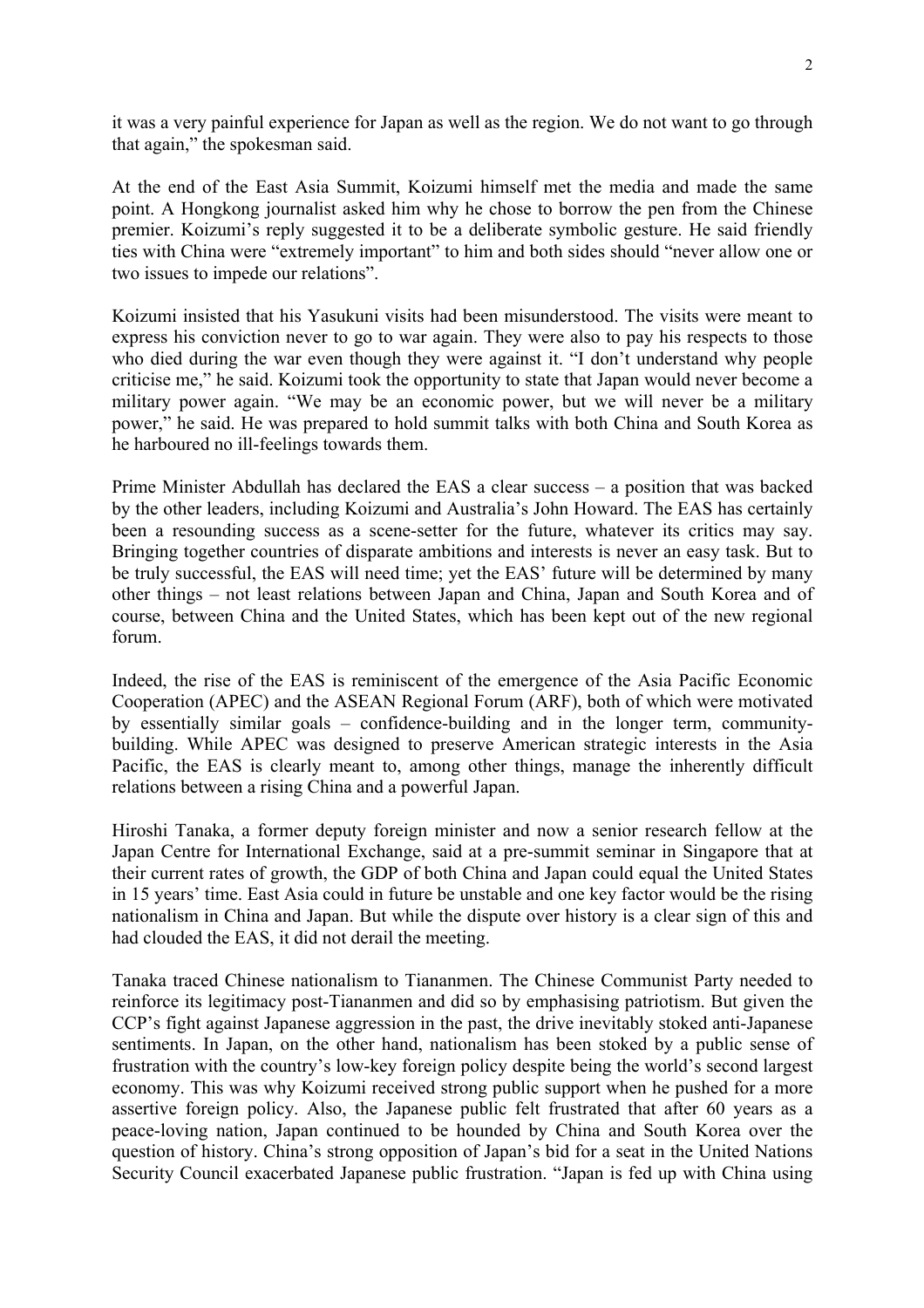it was a very painful experience for Japan as well as the region. We do not want to go through that again," the spokesman said.

At the end of the East Asia Summit, Koizumi himself met the media and made the same point. A Hongkong journalist asked him why he chose to borrow the pen from the Chinese premier. Koizumi's reply suggested it to be a deliberate symbolic gesture. He said friendly ties with China were "extremely important" to him and both sides should "never allow one or two issues to impede our relations".

Koizumi insisted that his Yasukuni visits had been misunderstood. The visits were meant to express his conviction never to go to war again. They were also to pay his respects to those who died during the war even though they were against it. "I don't understand why people criticise me," he said. Koizumi took the opportunity to state that Japan would never become a military power again. "We may be an economic power, but we will never be a military power," he said. He was prepared to hold summit talks with both China and South Korea as he harboured no ill-feelings towards them.

Prime Minister Abdullah has declared the EAS a clear success – a position that was backed by the other leaders, including Koizumi and Australia's John Howard. The EAS has certainly been a resounding success as a scene-setter for the future, whatever its critics may say. Bringing together countries of disparate ambitions and interests is never an easy task. But to be truly successful, the EAS will need time; yet the EAS' future will be determined by many other things – not least relations between Japan and China, Japan and South Korea and of course, between China and the United States, which has been kept out of the new regional forum.

Indeed, the rise of the EAS is reminiscent of the emergence of the Asia Pacific Economic Cooperation (APEC) and the ASEAN Regional Forum (ARF), both of which were motivated by essentially similar goals – confidence-building and in the longer term, community-building. While APEC was designed to preserve American strategic interests in the Asia Pacific, the EAS is clearly meant to, among other things, manage the inherently difficult relations between a rising China and a powerful Japan.

Hiroshi Tanaka, a former deputy foreign minister and now a senior research fellow at the Japan Centre for International Exchange, said at a pre-summit seminar in Singapore that at their current rates of growth, the GDP of both China and Japan could equal the United States in 15 years' time. East Asia could in future be unstable and one key factor would be the rising nationalism in China and Japan. But while the dispute over history is a clear sign of this and had clouded the EAS, it did not derail the meeting.

Tanaka traced Chinese nationalism to Tiananmen. The Chinese Communist Party needed to reinforce its legitimacy post-Tiananmen and did so by emphasising patriotism. But given the CCP's fight against Japanese aggression in the past, the drive inevitably stoked anti-Japanese sentiments. In Japan, on the other hand, nationalism has been stoked by a public sense of frustration with the country's low-key foreign policy despite being the world's second largest economy. This was why Koizumi received strong public support when he pushed for a more assertive foreign policy. Also, the Japanese public felt frustrated that after 60 years as a peace-loving nation, Japan continued to be hounded by China and South Korea over the question of history. China's strong opposition of Japan's bid for a seat in the United Nations Security Council exacerbated Japanese public frustration. "Japan is fed up with China using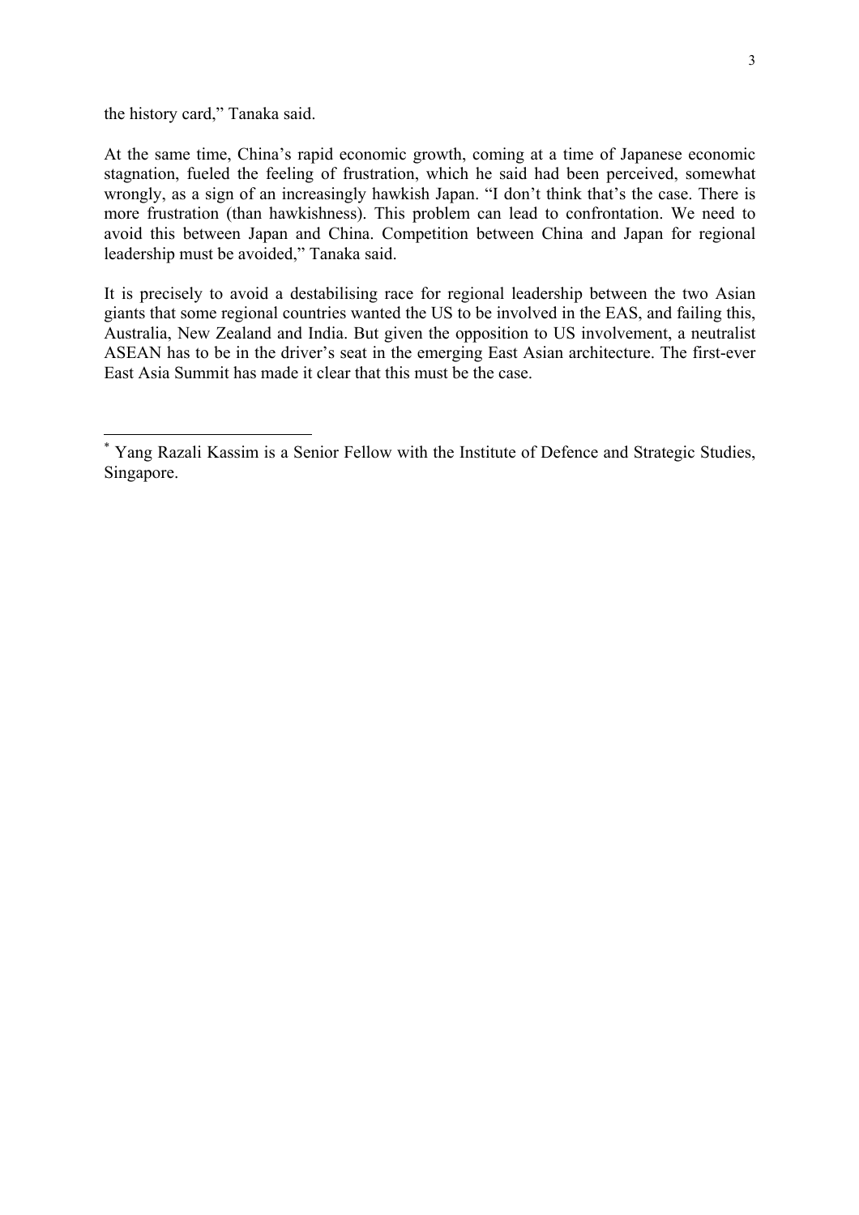the history card," Tanaka said.

At the same time, China's rapid economic growth, coming at a time of Japanese economic stagnation, fueled the feeling of frustration, which he said had been perceived, somewhat wrongly, as a sign of an increasingly hawkish Japan. "I don't think that's the case. There is more frustration (than hawkishness). This problem can lead to confrontation. We need to avoid this between Japan and China. Competition between China and Japan for regional leadership must be avoided," Tanaka said.

It is precisely to avoid a destabilising race for regional leadership between the two Asian giants that some regional countries wanted the US to be involved in the EAS, and failing this, Australia, New Zealand and India. But given the opposition to US involvement, a neutralist ASEAN has to be in the driver's seat in the emerging East Asian architecture. The first-ever East Asia Summit has made it clear that this must be the case.

---

[*] Yang Razali Kassim is a Senior Fellow with the Institute of Defence and Strategic Studies, Singapore.